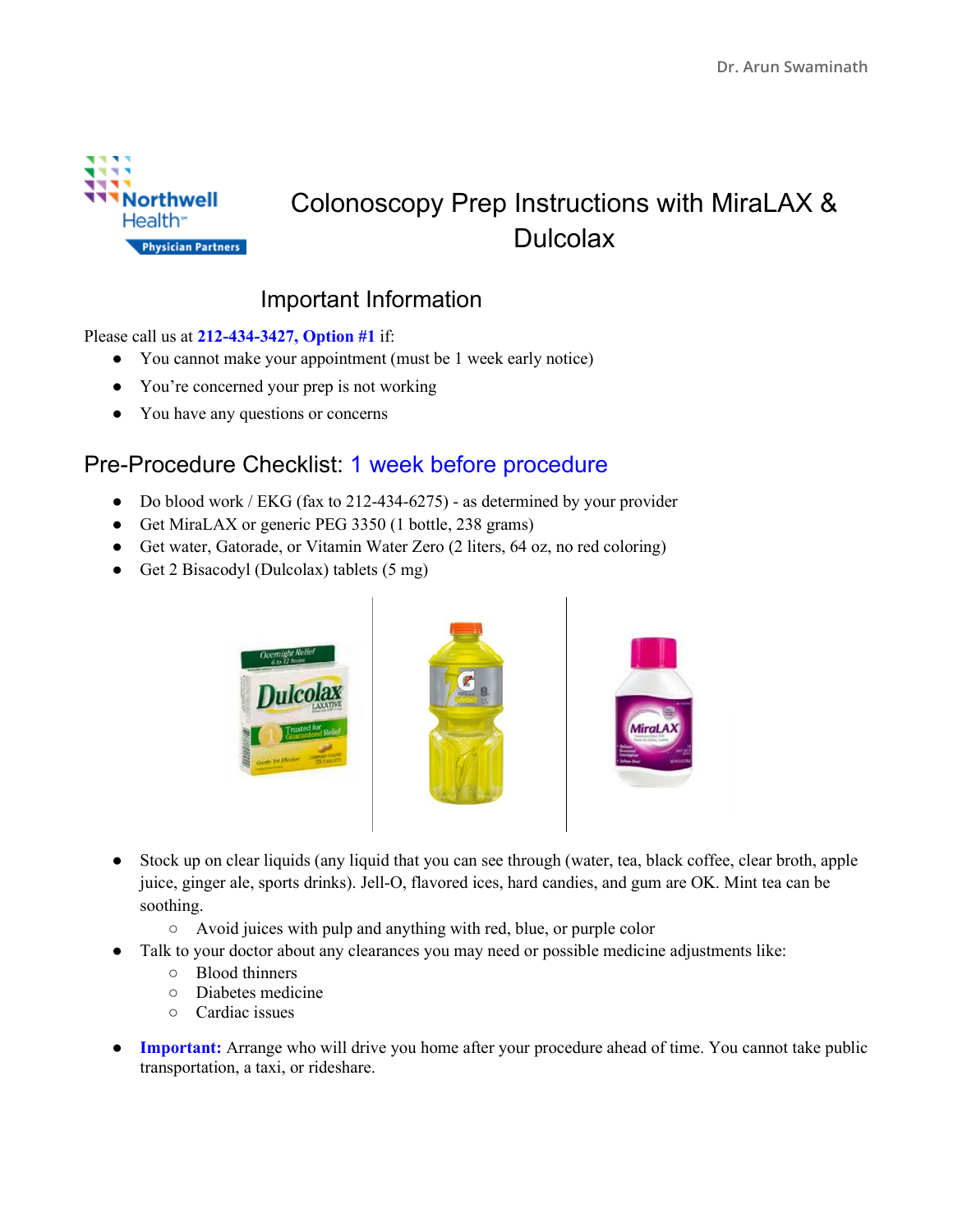Dr. Arun Swaminath

# Colonoscopy Prep Instructions with MiraLAX & Dulcolax

## Important Information

Please call us at **212-434-3427, Option #1** if:

- You cannot make your appointment (must be 1 week early notice)
- You're concerned your prep is not working
- You have any questions or concerns

## Pre-Procedure Checklist: 1 week before procedure

- Do blood work / EKG (fax to 212-434-6275) - as determined by your provider
- Get MiraLAX or generic PEG 3350 (1 bottle, 238 grams)
- Get water, Gatorade, or Vitamin Water Zero (2 liters, 64 oz, no red coloring)
- Get 2 Bisacodyl (Dulcolax) tablets (5 mg)

- Stock up on clear liquids (any liquid that you can see through (water, tea, black coffee, clear broth, apple juice, ginger ale, sports drinks). Jell-O, flavored ices, hard candies, and gum are OK. Mint tea can be soothing.
  - Avoid juices with pulp and anything with red, blue, or purple color
- Talk to your doctor about any clearances you may need or possible medicine adjustments like:
  - Blood thinners
  - Diabetes medicine
  - Cardiac issues
- **Important:** Arrange who will drive you home after your procedure ahead of time. You cannot take public transportation, a taxi, or rideshare.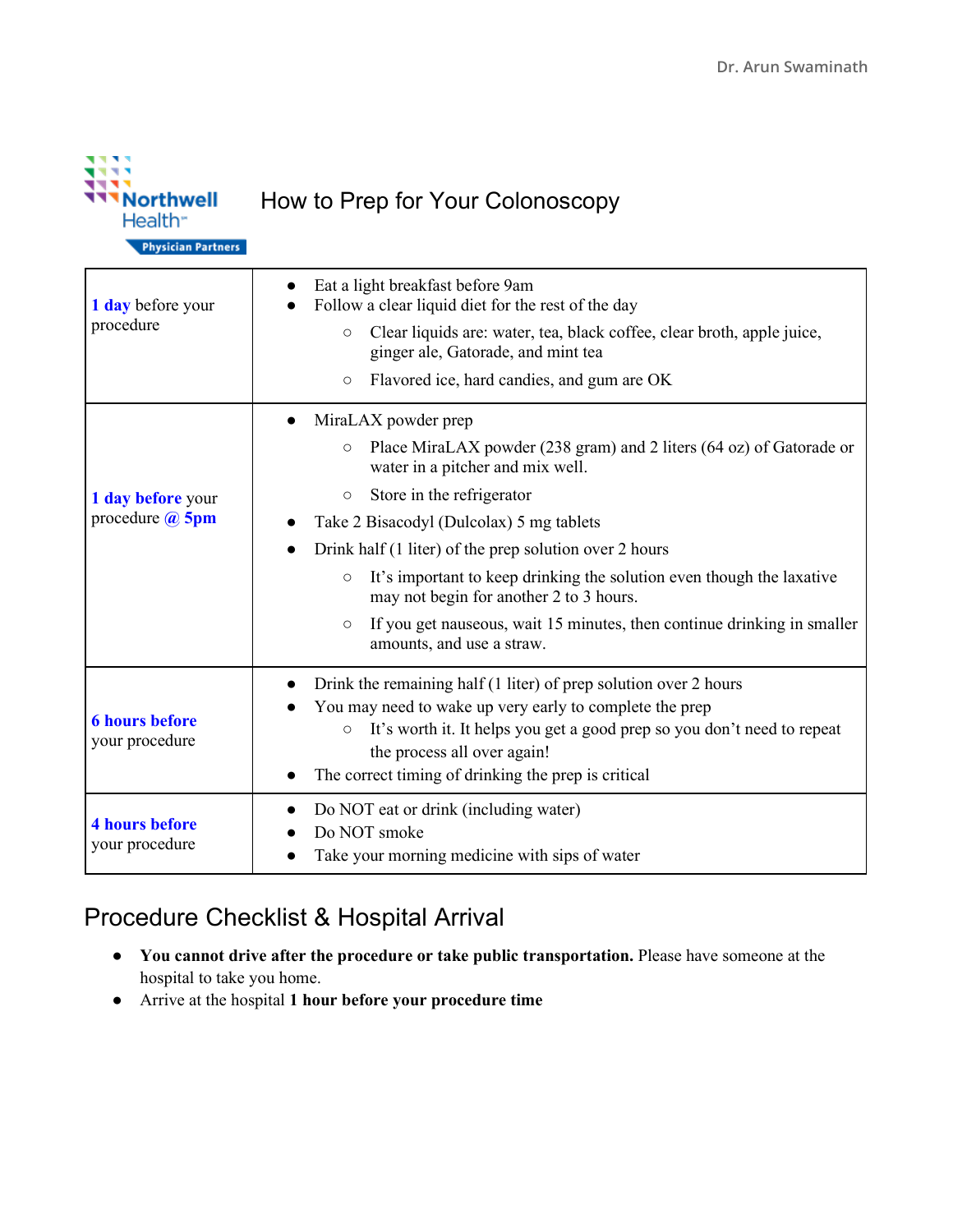Dr. Arun Swaminath

Northwell Health Physician Partners

# How to Prep for Your Colonoscopy

| | |
|---|---|
| **1 day** before your procedure | • Eat a light breakfast before 9am<br>• Follow a clear liquid diet for the rest of the day<br>&nbsp;&nbsp;&nbsp;&nbsp;○ Clear liquids are: water, tea, black coffee, clear broth, apple juice, ginger ale, Gatorade, and mint tea<br>&nbsp;&nbsp;&nbsp;&nbsp;○ Flavored ice, hard candies, and gum are OK |
| **1 day before** your procedure **@ 5pm** | • MiraLAX powder prep<br>&nbsp;&nbsp;&nbsp;&nbsp;○ Place MiraLAX powder (238 gram) and 2 liters (64 oz) of Gatorade or water in a pitcher and mix well.<br>&nbsp;&nbsp;&nbsp;&nbsp;○ Store in the refrigerator<br>• Take 2 Bisacodyl (Dulcolax) 5 mg tablets<br>• Drink half (1 liter) of the prep solution over 2 hours<br>&nbsp;&nbsp;&nbsp;&nbsp;○ It's important to keep drinking the solution even though the laxative may not begin for another 2 to 3 hours.<br>&nbsp;&nbsp;&nbsp;&nbsp;○ If you get nauseous, wait 15 minutes, then continue drinking in smaller amounts, and use a straw. |
| **6 hours before** your procedure | • Drink the remaining half (1 liter) of prep solution over 2 hours<br>• You may need to wake up very early to complete the prep<br>&nbsp;&nbsp;&nbsp;&nbsp;○ It's worth it. It helps you get a good prep so you don't need to repeat the process all over again!<br>• The correct timing of drinking the prep is critical |
| **4 hours before** your procedure | • Do NOT eat or drink (including water)<br>• Do NOT smoke<br>• Take your morning medicine with sips of water |

## Procedure Checklist & Hospital Arrival

- **You cannot drive after the procedure or take public transportation.** Please have someone at the hospital to take you home.
- Arrive at the hospital **1 hour before your procedure time**